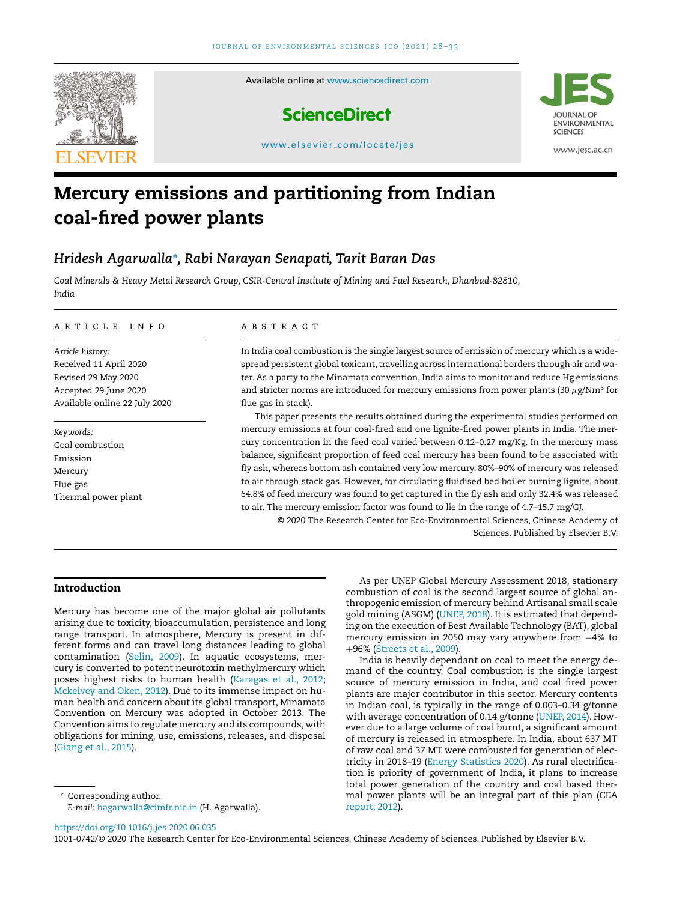# Mercury emissions and partitioning from Indian coal-fired power plants

*Hridesh Agarwalla*, Rabi Narayan Senapati, Tarit Baran Das*

*Coal Minerals & Heavy Metal Research Group, CSIR-Central Institute of Mining and Fuel Research, Dhanbad-82810, India*

**ARTICLE INFO**

*Article history:*
Received 11 April 2020
Revised 29 May 2020
Accepted 29 June 2020
Available online 22 July 2020

*Keywords:*
Coal combustion
Emission
Mercury
Flue gas
Thermal power plant

**ABSTRACT**

In India coal combustion is the single largest source of emission of mercury which is a widespread persistent global toxicant, travelling across international borders through air and water. As a party to the Minamata convention, India aims to monitor and reduce Hg emissions and stricter norms are introduced for mercury emissions from power plants (30 $\mu$g/Nm$^3$ for flue gas in stack).

This paper presents the results obtained during the experimental studies performed on mercury emissions at four coal-fired and one lignite-fired power plants in India. The mercury concentration in the feed coal varied between 0.12–0.27 mg/Kg. In the mercury mass balance, significant proportion of feed coal mercury has been found to be associated with fly ash, whereas bottom ash contained very low mercury. 80%–90% of mercury was released to air through stack gas. However, for circulating fluidised bed boiler burning lignite, about 64.8% of feed mercury was found to get captured in the fly ash and only 32.4% was released to air. The mercury emission factor was found to lie in the range of 4.7–15.7 mg/GJ.

© 2020 The Research Center for Eco-Environmental Sciences, Chinese Academy of Sciences. Published by Elsevier B.V.

## Introduction

Mercury has become one of the major global air pollutants arising due to toxicity, bioaccumulation, persistence and long range transport. In atmosphere, Mercury is present in different forms and can travel long distances leading to global contamination (Selin, 2009). In aquatic ecosystems, mercury is converted to potent neurotoxin methylmercury which poses highest risks to human health (Karagas et al., 2012; Mckelvey and Oken, 2012). Due to its immense impact on human health and concern about its global transport, Minamata Convention on Mercury was adopted in October 2013. The Convention aims to regulate mercury and its compounds, with obligations for mining, use, emissions, releases, and disposal (Giang et al., 2015).

As per UNEP Global Mercury Assessment 2018, stationary combustion of coal is the second largest source of global anthropogenic emission of mercury behind Artisanal small scale gold mining (ASGM) (UNEP, 2018). It is estimated that depending on the execution of Best Available Technology (BAT), global mercury emission in 2050 may vary anywhere from −4% to +96% (Streets et al., 2009).

India is heavily dependant on coal to meet the energy demand of the country. Coal combustion is the single largest source of mercury emission in India, and coal fired power plants are major contributor in this sector. Mercury contents in Indian coal, is typically in the range of 0.003–0.34 g/tonne with average concentration of 0.14 g/tonne (UNEP, 2014). However due to a large volume of coal burnt, a significant amount of mercury is released in atmosphere. In India, about 637 MT of raw coal and 37 MT were combusted for generation of electricity in 2018–19 (Energy Statistics 2020). As rural electrification is priority of government of India, it plans to increase total power generation of the country and coal based thermal power plants will be an integral part of this plan (CEA report, 2012).

\* Corresponding author.
*E-mail:* hagarwalla@cimfr.nic.in (H. Agarwalla).

https://doi.org/10.1016/j.jes.2020.06.035
1001-0742/© 2020 The Research Center for Eco-Environmental Sciences, Chinese Academy of Sciences. Published by Elsevier B.V.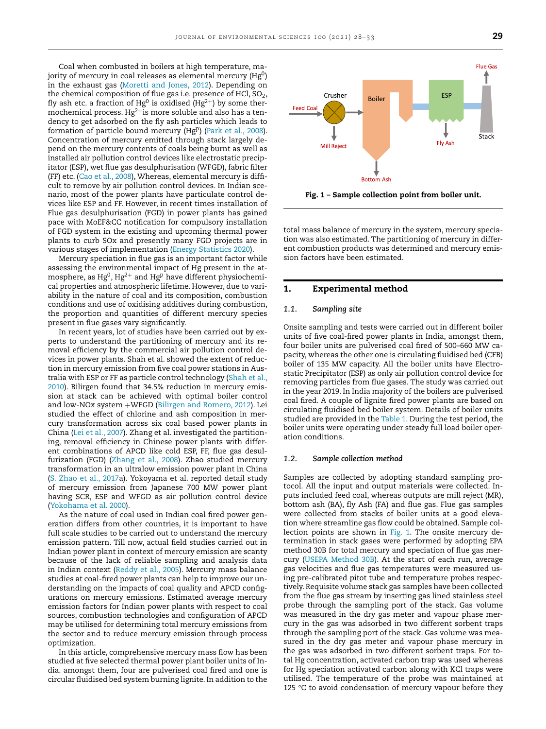Coal when combusted in boilers at high temperature, majority of mercury in coal releases as elemental mercury ($Hg^0$) in the exhaust gas (Moretti and Jones, 2012). Depending on the chemical composition of flue gas i.e. presence of HCl, $SO_2$, fly ash etc. a fraction of $Hg^0$ is oxidised ($Hg^{2+}$) by some thermochemical process. $Hg^{2+}$is more soluble and also has a tendency to get adsorbed on the fly ash particles which leads to formation of particle bound mercury ($Hg^p$) (Park et al., 2008). Concentration of mercury emitted through stack largely depend on the mercury contents of coals being burnt as well as installed air pollution control devices like electrostatic precipitator (ESP), wet flue gas desulphurisation (WFGD), fabric filter (FF) etc. (Cao et al., 2008), Whereas, elemental mercury is difficult to remove by air pollution control devices. In Indian scenario, most of the power plants have particulate control devices like ESP and FF. However, in recent times installation of Flue gas desulphurisation (FGD) in power plants has gained pace with MoEF&CC notification for compulsory installation of FGD system in the existing and upcoming thermal power plants to curb SOx and presently many FGD projects are in various stages of implementation (Energy Statistics 2020).

Mercury speciation in flue gas is an important factor while assessing the environmental impact of Hg present in the atmosphere, as $Hg^0$, $Hg^{2+}$ and $Hg^p$ have different physiochemical properties and atmospheric lifetime. However, due to variability in the nature of coal and its composition, combustion conditions and use of oxidising additives during combustion, the proportion and quantities of different mercury species present in flue gases vary significantly.

In recent years, lot of studies have been carried out by experts to understand the partitioning of mercury and its removal efficiency by the commercial air pollution control devices in power plants. Shah et al. showed the extent of reduction in mercury emission from five coal power stations in Australia with ESP or FF as particle control technology (Shah et al., 2010). Bilirgen found that 34.5% reduction in mercury emission at stack can be achieved with optimal boiler control and low-NOx system +WFGD (Bilirgen and Romero, 2012). Lei studied the effect of chlorine and ash composition in mercury transformation across six coal based power plants in China (Lei et al., 2007). Zhang et al. investigated the partitioning, removal efficiency in Chinese power plants with different combinations of APCD like cold ESP, FF, flue gas desulfurization (FGD) (Zhang et al., 2008). Zhao studied mercury transformation in an ultralow emission power plant in China (S. Zhao et al., 2017a). Yokoyama et al. reported detail study of mercury emission from Japanese 700 MW power plant having SCR, ESP and WFGD as air pollution control device (Yokohama et al. 2000).

As the nature of coal used in Indian coal fired power generation differs from other countries, it is important to have full scale studies to be carried out to understand the mercury emission pattern. Till now, actual field studies carried out in Indian power plant in context of mercury emission are scanty because of the lack of reliable sampling and analysis data in Indian context (Reddy et al., 2005). Mercury mass balance studies at coal-fired power plants can help to improve our understanding on the impacts of coal quality and APCD configurations on mercury emissions. Estimated average mercury emission factors for Indian power plants with respect to coal sources, combustion technologies and configuration of APCD may be utilised for determining total mercury emissions from the sector and to reduce mercury emission through process optimization.

In this article, comprehensive mercury mass flow has been studied at five selected thermal power plant boiler units of India. amongst them, four are pulverised coal fired and one is circular fluidised bed system burning lignite. In addition to the total mass balance of mercury in the system, mercury speciation was also estimated. The partitioning of mercury in different combustion products was determined and mercury emission factors have been estimated.

Feed Coal, Crusher, Mill Reject, Boiler, Bottom Ash, ESP, Fly Ash, Stack, Flue Gas

**Fig. 1 – Sample collection point from boiler unit.**

## 1. Experimental method

### 1.1. Sampling site

Onsite sampling and tests were carried out in different boiler units of five coal-fired power plants in India, amongst them, four boiler units are pulverised coal fired of 500–660 MW capacity, whereas the other one is circulating fluidised bed (CFB) boiler of 135 MW capacity. All the boiler units have Electrostatic Precipitator (ESP) as only air pollution control device for removing particles from flue gases. The study was carried out in the year 2019. In India majority of the boilers are pulverised coal fired. A couple of lignite fired power plants are based on circulating fluidised bed boiler system. Details of boiler units studied are provided in the Table 1. During the test period, the boiler units were operating under steady full load boiler operation conditions.

### 1.2. Sample collection method

Samples are collected by adopting standard sampling protocol. All the input and output materials were collected. Inputs included feed coal, whereas outputs are mill reject (MR), bottom ash (BA), fly Ash (FA) and flue gas. Flue gas samples were collected from stacks of boiler units at a good elevation where streamline gas flow could be obtained. Sample collection points are shown in Fig. 1. The onsite mercury determination in stack gases were performed by adopting EPA method 30B for total mercury and speciation of flue gas mercury (USEPA Method 30B). At the start of each run, average gas velocities and flue gas temperatures were measured using pre-calibrated pitot tube and temperature probes respectively. Requisite volume stack gas samples have been collected from the flue gas stream by inserting gas lined stainless steel probe through the sampling port of the stack. Gas volume was measured in the dry gas meter and vapour phase mercury in the gas was adsorbed in two different sorbent traps through the sampling port of the stack. Gas volume was measured in the dry gas meter and vapour phase mercury in the gas was adsorbed in two different sorbent traps. For total Hg concentration, activated carbon trap was used whereas for Hg speciation activated carbon along with KCl traps were utilised. The temperature of the probe was maintained at 125 °C to avoid condensation of mercury vapour before they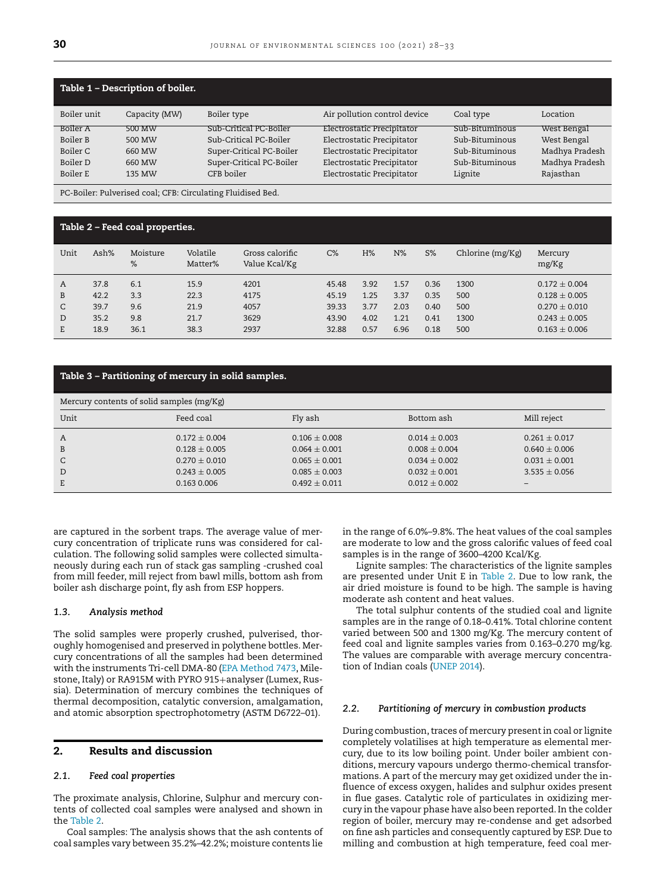**Table 1 – Description of boiler.**

| Boiler unit | Capacity (MW) | Boiler type | Air pollution control device | Coal type | Location |
|---|---|---|---|---|---|
| Boiler A | 500 MW | Sub-Critical PC-Boiler | Electrostatic Precipitator | Sub-Bituminous | West Bengal |
| Boiler B | 500 MW | Sub-Critical PC-Boiler | Electrostatic Precipitator | Sub-Bituminous | West Bengal |
| Boiler C | 660 MW | Super-Critical PC-Boiler | Electrostatic Precipitator | Sub-Bituminous | Madhya Pradesh |
| Boiler D | 660 MW | Super-Critical PC-Boiler | Electrostatic Precipitator | Sub-Bituminous | Madhya Pradesh |
| Boiler E | 135 MW | CFB boiler | Electrostatic Precipitator | Lignite | Rajasthan |

PC-Boiler: Pulverised coal; CFB: Circulating Fluidised Bed.

**Table 2 – Feed coal properties.**

| Unit | Ash% | Moisture % | Volatile Matter% | Gross calorific Value Kcal/Kg | C% | H% | N% | S% | Chlorine (mg/Kg) | Mercury mg/Kg |
|---|---|---|---|---|---|---|---|---|---|---|
| A | 37.8 | 6.1 | 15.9 | 4201 | 45.48 | 3.92 | 1.57 | 0.36 | 1300 | 0.172 ± 0.004 |
| B | 42.2 | 3.3 | 22.3 | 4175 | 45.19 | 1.25 | 3.37 | 0.35 | 500 | 0.128 ± 0.005 |
| C | 39.7 | 9.6 | 21.9 | 4057 | 39.33 | 3.77 | 2.03 | 0.40 | 500 | 0.270 ± 0.010 |
| D | 35.2 | 9.8 | 21.7 | 3629 | 43.90 | 4.02 | 1.21 | 0.41 | 1300 | 0.243 ± 0.005 |
| E | 18.9 | 36.1 | 38.3 | 2937 | 32.88 | 0.57 | 6.96 | 0.18 | 500 | 0.163 ± 0.006 |

**Table 3 – Partitioning of mercury in solid samples.**

| Mercury contents of solid samples (mg/Kg) | | | | |
|---|---|---|---|---|
| Unit | Feed coal | Fly ash | Bottom ash | Mill reject |
| A | 0.172 ± 0.004 | 0.106 ± 0.008 | 0.014 ± 0.003 | 0.261 ± 0.017 |
| B | 0.128 ± 0.005 | 0.064 ± 0.001 | 0.008 ± 0.004 | 0.640 ± 0.006 |
| C | 0.270 ± 0.010 | 0.065 ± 0.001 | 0.034 ± 0.002 | 0.031 ± 0.001 |
| D | 0.243 ± 0.005 | 0.085 ± 0.003 | 0.032 ± 0.001 | 3.535 ± 0.056 |
| E | 0.163 0.006 | 0.492 ± 0.011 | 0.012 ± 0.002 | – |

are captured in the sorbent traps. The average value of mercury concentration of triplicate runs was considered for calculation. The following solid samples were collected simultaneously during each run of stack gas sampling -crushed coal from mill feeder, mill reject from bawl mills, bottom ash from boiler ash discharge point, fly ash from ESP hoppers.

### 1.3. Analysis method

The solid samples were properly crushed, pulverised, thoroughly homogenised and preserved in polythene bottles. Mercury concentrations of all the samples had been determined with the instruments Tri-cell DMA-80 (EPA Method 7473, Milestone, Italy) or RA915M with PYRO 915+analyser (Lumex, Russia). Determination of mercury combines the techniques of thermal decomposition, catalytic conversion, amalgamation, and atomic absorption spectrophotometry (ASTM D6722–01).

## 2. Results and discussion

### 2.1. Feed coal properties

The proximate analysis, Chlorine, Sulphur and mercury contents of collected coal samples were analysed and shown in the Table 2.

Coal samples: The analysis shows that the ash contents of coal samples vary between 35.2%–42.2%; moisture contents lie in the range of 6.0%–9.8%. The heat values of the coal samples are moderate to low and the gross calorific values of feed coal samples is in the range of 3600–4200 Kcal/Kg.

Lignite samples: The characteristics of the lignite samples are presented under Unit E in Table 2. Due to low rank, the air dried moisture is found to be high. The sample is having moderate ash content and heat values.

The total sulphur contents of the studied coal and lignite samples are in the range of 0.18–0.41%. Total chlorine content varied between 500 and 1300 mg/Kg. The mercury content of feed coal and lignite samples varies from 0.163–0.270 mg/kg. The values are comparable with average mercury concentration of Indian coals (UNEP 2014).

### 2.2. Partitioning of mercury in combustion products

During combustion, traces of mercury present in coal or lignite completely volatilises at high temperature as elemental mercury, due to its low boiling point. Under boiler ambient conditions, mercury vapours undergo thermo-chemical transformations. A part of the mercury may get oxidized under the influence of excess oxygen, halides and sulphur oxides present in flue gases. Catalytic role of particulates in oxidizing mercury in the vapour phase have also been reported. In the colder region of boiler, mercury may re-condense and get adsorbed on fine ash particles and consequently captured by ESP. Due to milling and combustion at high temperature, feed coal mer-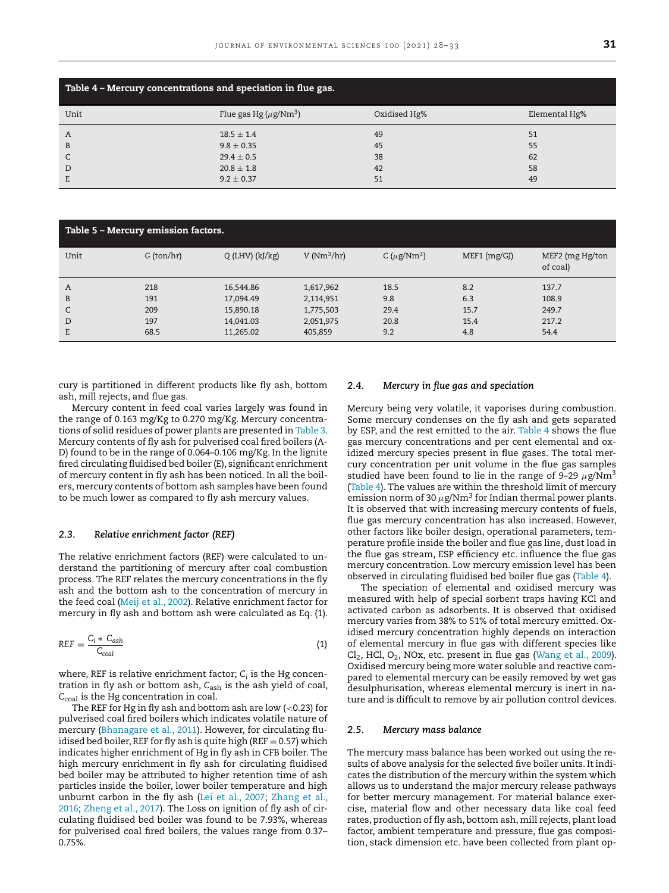**Table 4 – Mercury concentrations and speciation in flue gas.**

| Unit | Flue gas Hg ($\mu g/Nm^3$) | Oxidised Hg% | Elemental Hg% |
|---|---|---|---|
| A | 18.5 ± 1.4 | 49 | 51 |
| B | 9.8 ± 0.35 | 45 | 55 |
| C | 29.4 ± 0.5 | 38 | 62 |
| D | 20.8 ± 1.8 | 42 | 58 |
| E | 9.2 ± 0.37 | 51 | 49 |

**Table 5 – Mercury emission factors.**

| Unit | G (ton/hr) | Q (LHV) (kJ/kg) | V ($Nm^3$/hr) | C ($\mu g/Nm^3$) | MEF1 (mg/GJ) | MEF2 (mg Hg/ton of coal) |
|---|---|---|---|---|---|---|
| A | 218 | 16,544.86 | 1,617,962 | 18.5 | 8.2 | 137.7 |
| B | 191 | 17,094.49 | 2,114,951 | 9.8 | 6.3 | 108.9 |
| C | 209 | 15,890.18 | 1,775,503 | 29.4 | 15.7 | 249.7 |
| D | 197 | 14,041.03 | 2,051,975 | 20.8 | 15.4 | 217.2 |
| E | 68.5 | 11,265.02 | 405,859 | 9.2 | 4.8 | 54.4 |

cury is partitioned in different products like fly ash, bottom ash, mill rejects, and flue gas.

Mercury content in feed coal varies largely was found in the range of 0.163 mg/Kg to 0.270 mg/Kg. Mercury concentrations of solid residues of power plants are presented in Table 3. Mercury contents of fly ash for pulverised coal fired boilers (A-D) found to be in the range of 0.064–0.106 mg/Kg. In the lignite fired circulating fluidised bed boiler (E), significant enrichment of mercury content in fly ash has been noticed. In all the boilers, mercury contents of bottom ash samples have been found to be much lower as compared to fly ash mercury values.

### 2.3. Relative enrichment factor (REF)

The relative enrichment factors (REF) were calculated to understand the partitioning of mercury after coal combustion process. The REF relates the mercury concentrations in the fly ash and the bottom ash to the concentration of mercury in the feed coal (Meij et al., 2002). Relative enrichment factor for mercury in fly ash and bottom ash were calculated as Eq. (1).

$$REF = \frac{C_i * C_{ash}}{C_{coal}} \tag{1}$$

where, REF is relative enrichment factor; $C_i$ is the Hg concentration in fly ash or bottom ash, $C_{ash}$ is the ash yield of coal, $C_{coal}$ is the Hg concentration in coal.

The REF for Hg in fly ash and bottom ash are low (<0.23) for pulverised coal fired boilers which indicates volatile nature of mercury (Bhanagare et al., 2011). However, for circulating fluidised bed boiler, REF for fly ash is quite high (REF = 0.57) which indicates higher enrichment of Hg in fly ash in CFB boiler. The high mercury enrichment in fly ash for circulating fluidised bed boiler may be attributed to higher retention time of ash particles inside the boiler, lower boiler temperature and high unburnt carbon in the fly ash (Lei et al., 2007; Zhang et al., 2016; Zheng et al., 2017). The Loss on ignition of fly ash of circulating fluidised bed boiler was found to be 7.93%, whereas for pulverised coal fired boilers, the values range from 0.37–0.75%.

### 2.4. Mercury in flue gas and speciation

Mercury being very volatile, it vaporises during combustion. Some mercury condenses on the fly ash and gets separated by ESP, and the rest emitted to the air. Table 4 shows the flue gas mercury concentrations and per cent elemental and oxidized mercury species present in flue gases. The total mercury concentration per unit volume in the flue gas samples studied have been found to lie in the range of 9–29 $\mu g/Nm^3$ (Table 4). The values are within the threshold limit of mercury emission norm of 30 $\mu g/Nm^3$ for Indian thermal power plants. It is observed that with increasing mercury contents of fuels, flue gas mercury concentration has also increased. However, other factors like boiler design, operational parameters, temperature profile inside the boiler and flue gas line, dust load in the flue gas stream, ESP efficiency etc. influence the flue gas mercury concentration. Low mercury emission level has been observed in circulating fluidised boiler flue gas (Table 4).

The speciation of elemental and oxidised mercury was measured with help of special sorbent traps having KCl and activated carbon as adsorbents. It is observed that oxidised mercury varies from 38% to 51% of total mercury emitted. Oxidised mercury concentration highly depends on interaction of elemental mercury in flue gas with different species like $Cl_2$, HCl, $O_2$, NOx, etc. present in flue gas (Wang et al., 2009). Oxidised mercury being more water soluble and reactive compared to elemental mercury can be easily removed by wet gas desulphurisation, whereas elemental mercury is inert in nature and is difficult to remove by air pollution control devices.

### 2.5. Mercury mass balance

The mercury mass balance has been worked out using the results of above analysis for the selected five boiler units. It indicates the distribution of the mercury within the system which allows us to understand the major mercury release pathways for better mercury management. For material balance exercise, material flow and other necessary data like coal feed rates, production of fly ash, bottom ash, mill rejects, plant load factor, ambient temperature and pressure, flue gas composition, stack dimension etc. have been collected from plant op-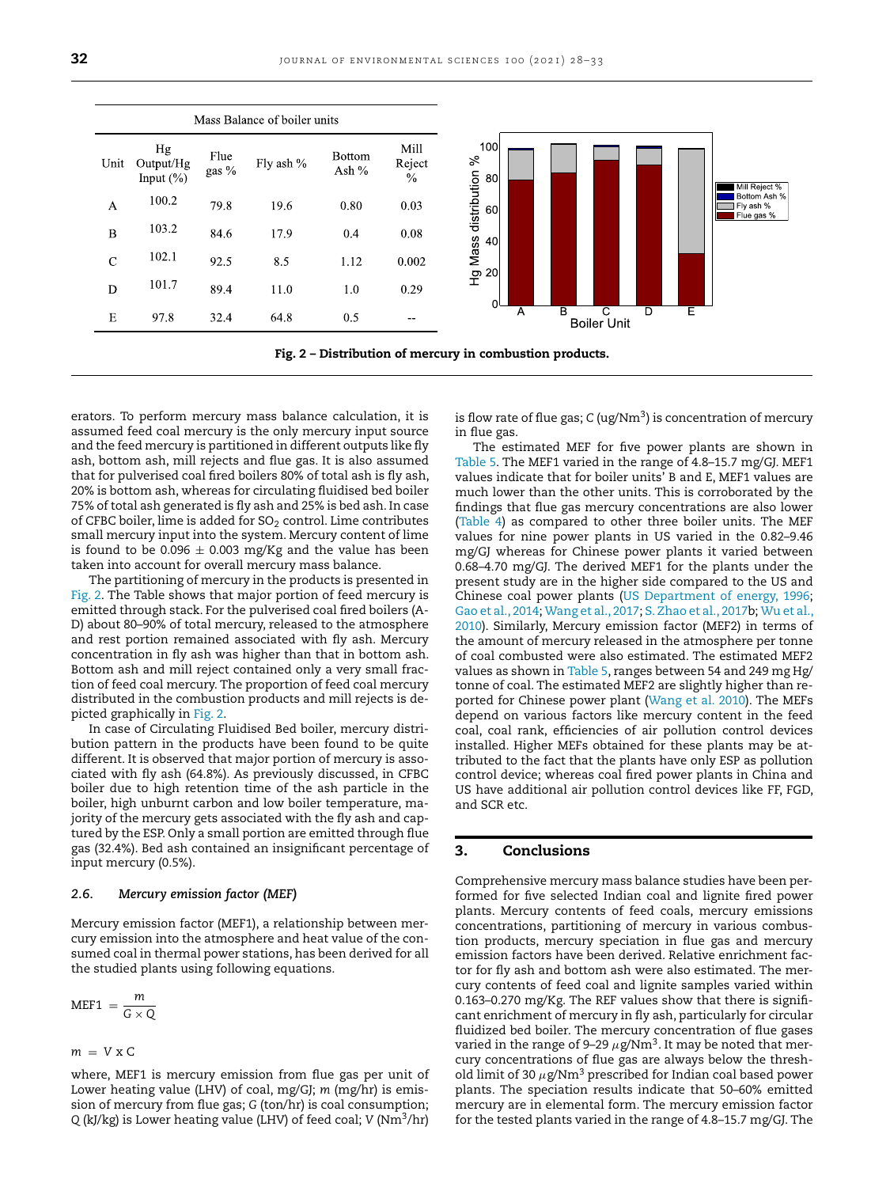| Mass Balance of boiler units | | | | | |
|---|---|---|---|---|---|
| Unit | Hg Output/Hg Input (%) | Flue gas % | Fly ash % | Bottom Ash % | Mill Reject % |
| A | 100.2 | 79.8 | 19.6 | 0.80 | 0.03 |
| B | 103.2 | 84.6 | 17.9 | 0.4 | 0.08 |
| C | 102.1 | 92.5 | 8.5 | 1.12 | 0.002 |
| D | 101.7 | 89.4 | 11.0 | 1.0 | 0.29 |
| E | 97.8 | 32.4 | 64.8 | 0.5 | -- |

**Fig. 2 – Distribution of mercury in combustion products.**

erators. To perform mercury mass balance calculation, it is assumed feed coal mercury is the only mercury input source and the feed mercury is partitioned in different outputs like fly ash, bottom ash, mill rejects and flue gas. It is also assumed that for pulverised coal fired boilers 80% of total ash is fly ash, 20% is bottom ash, whereas for circulating fluidised bed boiler 75% of total ash generated is fly ash and 25% is bed ash. In case of CFBC boiler, lime is added for $SO_2$ control. Lime contributes small mercury input into the system. Mercury content of lime is found to be 0.096 ± 0.003 mg/Kg and the value has been taken into account for overall mercury mass balance.

The partitioning of mercury in the products is presented in Fig. 2. The Table shows that major portion of feed mercury is emitted through stack. For the pulverised coal fired boilers (A-D) about 80–90% of total mercury, released to the atmosphere and rest portion remained associated with fly ash. Mercury concentration in fly ash was higher than that in bottom ash. Bottom ash and mill reject contained only a very small fraction of feed coal mercury. The proportion of feed coal mercury distributed in the combustion products and mill rejects is depicted graphically in Fig. 2.

In case of Circulating Fluidised Bed boiler, mercury distribution pattern in the products have been found to be quite different. It is observed that major portion of mercury is associated with fly ash (64.8%). As previously discussed, in CFBC boiler due to high retention time of the ash particle in the boiler, high unburnt carbon and low boiler temperature, majority of the mercury gets associated with the fly ash and captured by the ESP. Only a small portion are emitted through flue gas (32.4%). Bed ash contained an insignificant percentage of input mercury (0.5%).

### *2.6. Mercury emission factor (MEF)*

Mercury emission factor (MEF1), a relationship between mercury emission into the atmosphere and heat value of the consumed coal in thermal power stations, has been derived for all the studied plants using following equations.

$$\text{MEF1} = \frac{m}{G \times Q}$$

$$m = V \times C$$

where, MEF1 is mercury emission from flue gas per unit of Lower heating value (LHV) of coal, mg/GJ; $m$ (mg/hr) is emission of mercury from flue gas; $G$ (ton/hr) is coal consumption; $Q$ (kJ/kg) is Lower heating value (LHV) of feed coal; $V$ ($Nm^3$/hr) is flow rate of flue gas; $C$ (ug/$Nm^3$) is concentration of mercury in flue gas.

The estimated MEF for five power plants are shown in Table 5. The MEF1 varied in the range of 4.8–15.7 mg/GJ. MEF1 values indicate that for boiler units' B and E, MEF1 values are much lower than the other units. This is corroborated by the findings that flue gas mercury concentrations are also lower (Table 4) as compared to other three boiler units. The MEF values for nine power plants in US varied in the 0.82–9.46 mg/GJ whereas for Chinese power plants it varied between 0.68–4.70 mg/GJ. The derived MEF1 for the plants under the present study are in the higher side compared to the US and Chinese coal power plants (US Department of energy, 1996; Gao et al., 2014; Wang et al., 2017; S. Zhao et al., 2017b; Wu et al., 2010). Similarly, Mercury emission factor (MEF2) in terms of the amount of mercury released in the atmosphere per tonne of coal combusted were also estimated. The estimated MEF2 values as shown in Table 5, ranges between 54 and 249 mg Hg/tonne of coal. The estimated MEF2 are slightly higher than reported for Chinese power plant (Wang et al. 2010). The MEFs depend on various factors like mercury content in the feed coal, coal rank, efficiencies of air pollution control devices installed. Higher MEFs obtained for these plants may be attributed to the fact that the plants have only ESP as pollution control device; whereas coal fired power plants in China and US have additional air pollution control devices like FF, FGD, and SCR etc.

## 3. Conclusions

Comprehensive mercury mass balance studies have been performed for five selected Indian coal and lignite fired power plants. Mercury contents of feed coals, mercury emissions concentrations, partitioning of mercury in various combustion products, mercury speciation in flue gas and mercury emission factors have been derived. Relative enrichment factor for fly ash and bottom ash were also estimated. The mercury contents of feed coal and lignite samples varied within 0.163–0.270 mg/Kg. The REF values show that there is significant enrichment of mercury in fly ash, particularly for circular fluidized bed boiler. The mercury concentration of flue gases varied in the range of 9–29 $\mu$g/$Nm^3$. It may be noted that mercury concentrations of flue gas are always below the threshold limit of 30 $\mu$g/$Nm^3$ prescribed for Indian coal based power plants. The speciation results indicate that 50–60% emitted mercury are in elemental form. The mercury emission factor for the tested plants varied in the range of 4.8–15.7 mg/GJ. The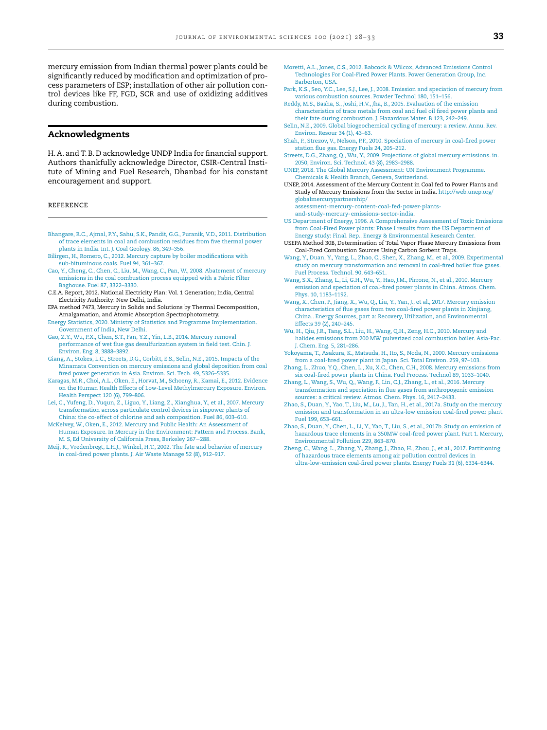mercury emission from Indian thermal power plants could be significantly reduced by modification and optimization of process parameters of ESP; installation of other air pollution control devices like FF, FGD, SCR and use of oxidizing additives during combustion.

## Acknowledgments

H. A. and T. B. D acknowledge UNDP India for financial support. Authors thankfully acknowledge Director, CSIR-Central Institute of Mining and Fuel Research, Dhanbad for his constant encouragement and support.

## REFERENCE

Bhangare, R.C., Ajmal, P.Y., Sahu, S.K., Pandit, G.G., Puranik, V.D., 2011. Distribution of trace elements in coal and combustion residues from five thermal power plants in India. Int. J. Coal Geology. 86, 349–356.

Bilirgen, H., Romero, C., 2012. Mercury capture by boiler modifications with sub-bituminous coals. Fuel 94, 361–367.

Cao, Y., Cheng, C., Chen, C., Liu, M., Wang, C., Pan, W., 2008. Abatement of mercury emissions in the coal combustion process equipped with a Fabric Filter Baghouse. Fuel 87, 3322–3330.

C.E.A. Report, 2012. National Electricity Plan: Vol. 1 Generation; India, Central Electricity Authority: New Delhi, India.

EPA method 7473, Mercury in Solids and Solutions by Thermal Decomposition, Amalgamation, and Atomic Absorption Spectrophotometry.

Energy Statistics, 2020. Ministry of Statistics and Programme Implementation. Government of India, New Delhi.

Gao, Z.Y., Wu, P.X., Chen, S.T., Fan, Y.Z., Yin, L.B., 2014. Mercury removal performance of wet flue gas desulfurization system in field test. Chin. J. Environ. Eng. 8, 3888–3892.

Giang, A., Stokes, L.C., Streets, D.G., Corbitt, E.S., Selin, N.E., 2015. Impacts of the Minamata Convention on mercury emissions and global deposition from coal fired power generation in Asia. Environ. Sci. Tech. 49, 5326–5335.

Karagas, M.R., Choi, A.L., Oken, E., Horvat, M., Schoeny, R., Kamai, E., 2012. Evidence on the Human Health Effects of Low-Level Methylmercury Exposure. Environ. Health Perspect 120 (6), 799–806.

Lei, C., Yufeng, D., Yuqun, Z., Liguo, Y., Liang, Z., Xianghua, Y., et al., 2007. Mercury transformation across particulate control devices in sixpower plants of China: the co-effect of chlorine and ash composition. Fuel 86, 603–610.

McKelvey, W., Oken, E., 2012. Mercury and Public Health: An Assessment of Human Exposure. In Mercury in the Environment: Pattern and Process. Bank, M. S, Ed University of California Press, Berkeley 267−288.

Meij, R., Vredenbregt, L.H.J., Winkel, H.T., 2002. The fate and behavior of mercury in coal-fired power plants. J. Air Waste Manage 52 (8), 912–917.

Moretti, A.L., Jones, C.S., 2012. Babcock & Wilcox, Advanced Emissions Control Technologies For Coal-Fired Power Plants. Power Generation Group, Inc. Barberton, USA.

Park, K.S., Seo, Y.C., Lee, S.J., Lee, J., 2008. Emission and speciation of mercury from various combustion sources. Powder Technol 180, 151–156.

Reddy, M.S., Basha, S., Joshi, H.V., Jha, B., 2005. Evaluation of the emission characteristics of trace metals from coal and fuel oil fired power plants and their fate during combustion. J. Hazardous Mater. B 123, 242–249.

Selin, N.E., 2009. Global biogeochemical cycling of mercury: a review. Annu. Rev. Environ. Resour 34 (1), 43–63.

Shah, P., Strezov, V., Nelson, P.F., 2010. Speciation of mercury in coal-fired power station flue gas. Energy Fuels 24, 205–212.

Streets, D.G., Zhang, Q., Wu, Y., 2009. Projections of global mercury emissions. in. 2050, Environ. Sci. Technol. 43 (8), 2983–2988.

UNEP, 2018. The Global Mercury Assessment: UN Environment Programme. Chemicals & Health Branch, Geneva, Switzerland.

UNEP, 2014. Assessment of the Mercury Content in Coal fed to Power Plants and Study of Mercury Emissions from the Sector in India. http://web.unep.org/globalmercurypartnership/assessment-mercury-content-coal-fed-power-plants-and-study-mercury-emissions-sector-india.

US Department of Energy, 1996. A Comprehensive Assessment of Toxic Emissions from Coal-Fired Power plants: Phase I results from the US Department of Energy study: Final. Rep.. Energy & Environmental Research Center.

USEPA Method 30B, Determination of Total Vapor Phase Mercury Emissions from Coal-Fired Combustion Sources Using Carbon Sorbent Traps.

Wang, Y., Duan, Y., Yang, L., Zhao, C., Shen, X., Zhang, M., et al., 2009. Experimental study on mercury transformation and removal in coal-fired boiler flue gases. Fuel Process. Technol. 90, 643–651.

Wang, S.X., Zhang, L., Li, G.H., Wu, Y., Hao, J.M., Pirrone, N., et al., 2010. Mercury emission and speciation of coal-fired power plants in China. Atmos. Chem. Phys. 10, 1183–1192.

Wang, X., Chen, P., Jiang, X., Wu, Q., Liu, Y., Yan, J., et al., 2017. Mercury emission characteristics of flue gases from two coal-fired power plants in Xinjiang, China.. Energy Sources, part a: Recovery, Utilization, and Environmental Effects 39 (2), 240–245.

Wu, H., Qiu, J.R., Tang, S.L., Liu, H., Wang, Q.H., Zeng, H.C., 2010. Mercury and halides emissions from 200 MW pulverized coal combustion boiler. Asia-Pac. J. Chem. Eng. 5, 281–286.

Yokoyama, T., Asakura, K., Matsuda, H., Ito, S., Noda, N., 2000. Mercury emissions from a coal-fired power plant in Japan. Sci. Total Environ. 259, 97–103.

Zhang, L., Zhuo, Y.Q., Chen, L., Xu, X.C., Chen, C.H., 2008. Mercury emissions from six coal-fired power plants in China. Fuel Process. Technol 89, 1033–1040.

Zhang, L., Wang, S., Wu, Q., Wang, F., Lin, C.J., Zhang, L., et al., 2016. Mercury transformation and speciation in flue gases from anthropogenic emission sources: a critical review. Atmos. Chem. Phys. 16, 2417–2433.

Zhao, S., Duan, Y., Yao, T., Liu, M., Lu, J., Tan, H., et al., 2017a. Study on the mercury emission and transformation in an ultra-low emission coal-fired power plant. Fuel 199, 653–661.

Zhao, S., Duan, Y., Chen, L., Li, Y., Yao, T., Liu, S., et al., 2017b. Study on emission of hazardous trace elements in a 350MW coal-fired power plant. Part 1. Mercury, Environmental Pollution 229, 863–870.

Zheng, C., Wang, L., Zhang, Y., Zhang, J., Zhao, H., Zhou, J., et al., 2017. Partitioning of hazardous trace elements among air pollution control devices in ultra-low-emission coal-fired power plants. Energy Fuels 31 (6), 6334–6344.